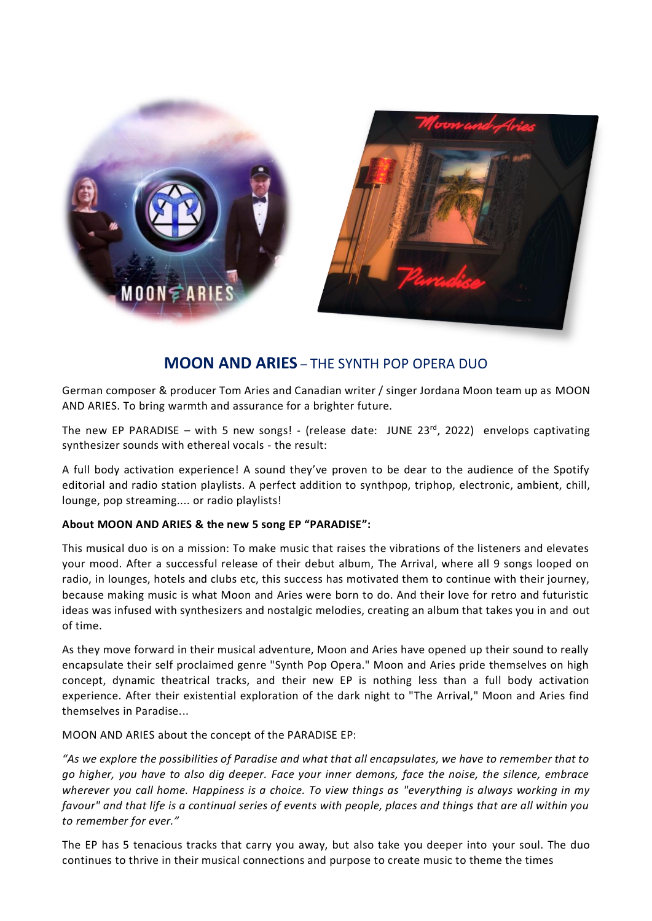# **MOON AND ARIES** – THE SYNTH POP OPERA DUO

German composer & producer Tom Aries and Canadian writer / singer Jordana Moon team up as MOON AND ARIES. To bring warmth and assurance for a brighter future.

The new EP PARADISE – with 5 new songs! - (release date: JUNE 23rd, 2022) envelops captivating synthesizer sounds with ethereal vocals - the result:

A full body activation experience! A sound they've proven to be dear to the audience of the Spotify editorial and radio station playlists. A perfect addition to synthpop, triphop, electronic, ambient, chill, lounge, pop streaming.... or radio playlists!

**About MOON AND ARIES & the new 5 song EP "PARADISE":**

This musical duo is on a mission: To make music that raises the vibrations of the listeners and elevates your mood. After a successful release of their debut album, The Arrival, where all 9 songs looped on radio, in lounges, hotels and clubs etc, this success has motivated them to continue with their journey, because making music is what Moon and Aries were born to do. And their love for retro and futuristic ideas was infused with synthesizers and nostalgic melodies, creating an album that takes you in and out of time.

As they move forward in their musical adventure, Moon and Aries have opened up their sound to really encapsulate their self proclaimed genre "Synth Pop Opera." Moon and Aries pride themselves on high concept, dynamic theatrical tracks, and their new EP is nothing less than a full body activation experience. After their existential exploration of the dark night to "The Arrival," Moon and Aries find themselves in Paradise...

MOON AND ARIES about the concept of the PARADISE EP:

*"As we explore the possibilities of Paradise and what that all encapsulates, we have to remember that to go higher, you have to also dig deeper. Face your inner demons, face the noise, the silence, embrace wherever you call home. Happiness is a choice. To view things as "everything is always working in my favour" and that life is a continual series of events with people, places and things that are all within you to remember for ever."*

The EP has 5 tenacious tracks that carry you away, but also take you deeper into your soul. The duo continues to thrive in their musical connections and purpose to create music to theme the times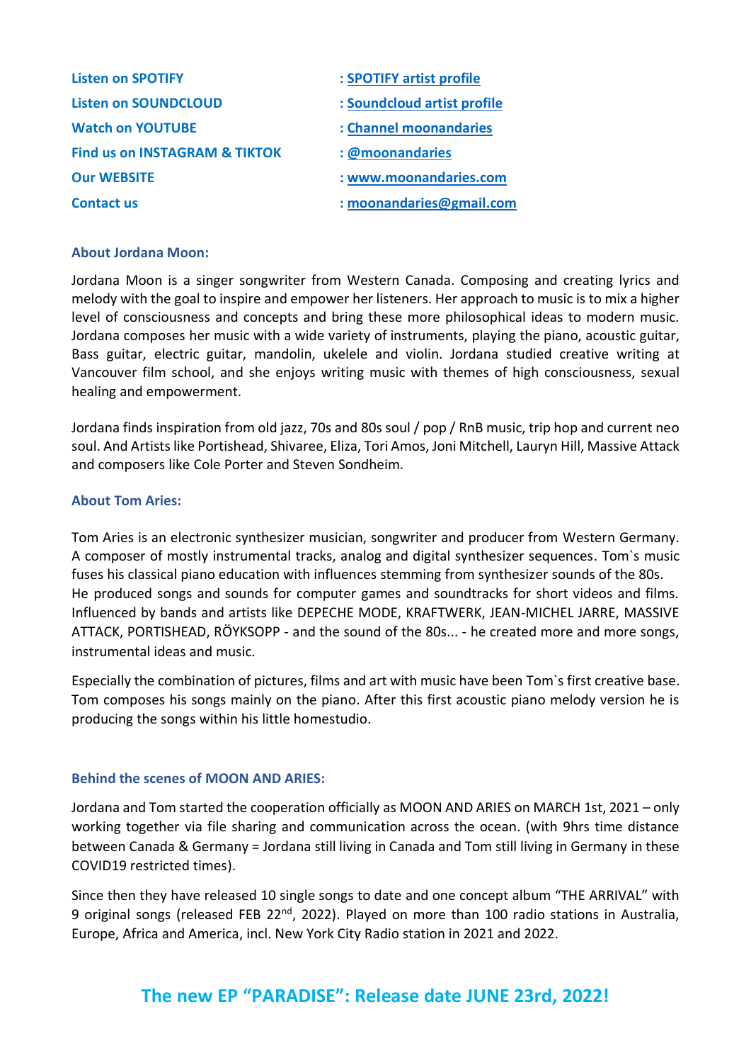| | |
|---|---|
| **Listen on SPOTIFY** | : **SPOTIFY artist profile** |
| **Listen on SOUNDCLOUD** | : **Soundcloud artist profile** |
| **Watch on YOUTUBE** | : **Channel moonandaries** |
| **Find us on INSTAGRAM & TIKTOK** | : **@moonandaries** |
| **Our WEBSITE** | : **www.moonandaries.com** |
| **Contact us** | : **moonandaries@gmail.com** |

### About Jordana Moon:

Jordana Moon is a singer songwriter from Western Canada. Composing and creating lyrics and melody with the goal to inspire and empower her listeners. Her approach to music is to mix a higher level of consciousness and concepts and bring these more philosophical ideas to modern music. Jordana composes her music with a wide variety of instruments, playing the piano, acoustic guitar, Bass guitar, electric guitar, mandolin, ukelele and violin. Jordana studied creative writing at Vancouver film school, and she enjoys writing music with themes of high consciousness, sexual healing and empowerment.

Jordana finds inspiration from old jazz, 70s and 80s soul / pop / RnB music, trip hop and current neo soul. And Artists like Portishead, Shivaree, Eliza, Tori Amos, Joni Mitchell, Lauryn Hill, Massive Attack and composers like Cole Porter and Steven Sondheim.

### About Tom Aries:

Tom Aries is an electronic synthesizer musician, songwriter and producer from Western Germany. A composer of mostly instrumental tracks, analog and digital synthesizer sequences. Tom`s music fuses his classical piano education with influences stemming from synthesizer sounds of the 80s. He produced songs and sounds for computer games and soundtracks for short videos and films. Influenced by bands and artists like DEPECHE MODE, KRAFTWERK, JEAN-MICHEL JARRE, MASSIVE ATTACK, PORTISHEAD, RÖYKSOPP - and the sound of the 80s... - he created more and more songs, instrumental ideas and music.

Especially the combination of pictures, films and art with music have been Tom`s first creative base. Tom composes his songs mainly on the piano. After this first acoustic piano melody version he is producing the songs within his little homestudio.

### Behind the scenes of MOON AND ARIES:

Jordana and Tom started the cooperation officially as MOON AND ARIES on MARCH 1st, 2021 – only working together via file sharing and communication across the ocean. (with 9hrs time distance between Canada & Germany = Jordana still living in Canada and Tom still living in Germany in these COVID19 restricted times).

Since then they have released 10 single songs to date and one concept album "THE ARRIVAL" with 9 original songs (released FEB 22nd, 2022). Played on more than 100 radio stations in Australia, Europe, Africa and America, incl. New York City Radio station in 2021 and 2022.

## The new EP "PARADISE": Release date JUNE 23rd, 2022!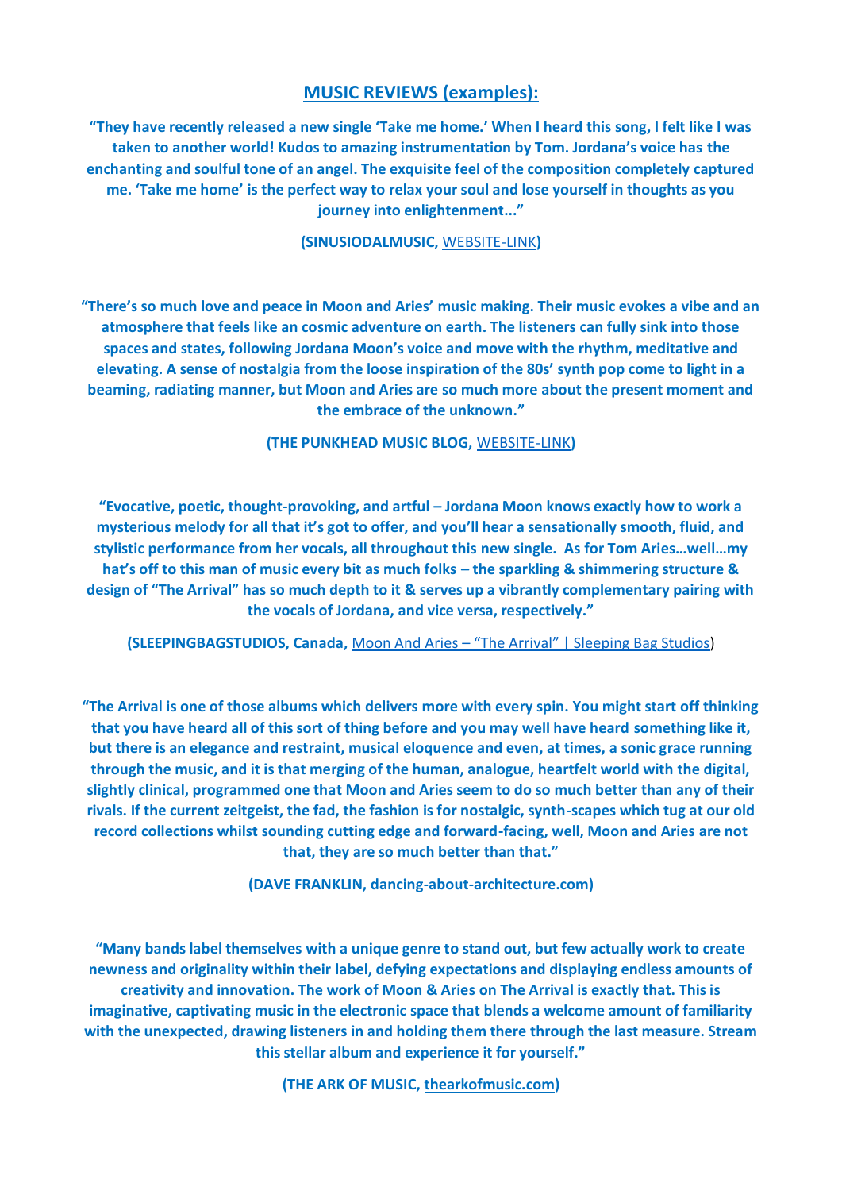## MUSIC REVIEWS (examples):

**"They have recently released a new single 'Take me home.' When I heard this song, I felt like I was taken to another world! Kudos to amazing instrumentation by Tom. Jordana's voice has the enchanting and soulful tone of an angel. The exquisite feel of the composition completely captured me. 'Take me home' is the perfect way to relax your soul and lose yourself in thoughts as you journey into enlightenment..."**

**(SINUSIODALMUSIC, WEBSITE-LINK)**

**"There's so much love and peace in Moon and Aries' music making. Their music evokes a vibe and an atmosphere that feels like an cosmic adventure on earth. The listeners can fully sink into those spaces and states, following Jordana Moon's voice and move with the rhythm, meditative and elevating. A sense of nostalgia from the loose inspiration of the 80s' synth pop come to light in a beaming, radiating manner, but Moon and Aries are so much more about the present moment and the embrace of the unknown."**

**(THE PUNKHEAD MUSIC BLOG, WEBSITE-LINK)**

**"Evocative, poetic, thought-provoking, and artful – Jordana Moon knows exactly how to work a mysterious melody for all that it's got to offer, and you'll hear a sensationally smooth, fluid, and stylistic performance from her vocals, all throughout this new single. As for Tom Aries…well…my hat's off to this man of music every bit as much folks – the sparkling & shimmering structure & design of "The Arrival" has so much depth to it & serves up a vibrantly complementary pairing with the vocals of Jordana, and vice versa, respectively."**

**(SLEEPINGBAGSTUDIOS, Canada, Moon And Aries – "The Arrival" | Sleeping Bag Studios)**

**"The Arrival is one of those albums which delivers more with every spin. You might start off thinking that you have heard all of this sort of thing before and you may well have heard something like it, but there is an elegance and restraint, musical eloquence and even, at times, a sonic grace running through the music, and it is that merging of the human, analogue, heartfelt world with the digital, slightly clinical, programmed one that Moon and Aries seem to do so much better than any of their rivals. If the current zeitgeist, the fad, the fashion is for nostalgic, synth-scapes which tug at our old record collections whilst sounding cutting edge and forward-facing, well, Moon and Aries are not that, they are so much better than that."**

**(DAVE FRANKLIN, dancing-about-architecture.com)**

**"Many bands label themselves with a unique genre to stand out, but few actually work to create newness and originality within their label, defying expectations and displaying endless amounts of creativity and innovation. The work of Moon & Aries on The Arrival is exactly that. This is imaginative, captivating music in the electronic space that blends a welcome amount of familiarity with the unexpected, drawing listeners in and holding them there through the last measure. Stream this stellar album and experience it for yourself."**

**(THE ARK OF MUSIC, thearkofmusic.com)**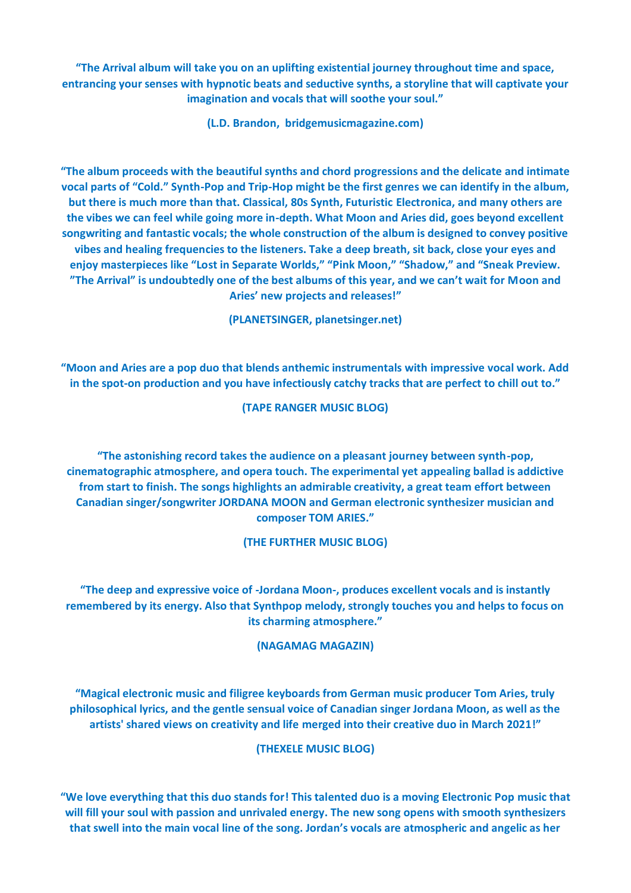**“The Arrival album will take you on an uplifting existential journey throughout time and space, entrancing your senses with hypnotic beats and seductive synths, a storyline that will captivate your imagination and vocals that will soothe your soul.”**

**(L.D. Brandon, bridgemusicmagazine.com)**

**“The album proceeds with the beautiful synths and chord progressions and the delicate and intimate vocal parts of “Cold.” Synth-Pop and Trip-Hop might be the first genres we can identify in the album, but there is much more than that. Classical, 80s Synth, Futuristic Electronica, and many others are the vibes we can feel while going more in-depth. What Moon and Aries did, goes beyond excellent songwriting and fantastic vocals; the whole construction of the album is designed to convey positive vibes and healing frequencies to the listeners. Take a deep breath, sit back, close your eyes and enjoy masterpieces like “Lost in Separate Worlds,” “Pink Moon,” “Shadow,” and “Sneak Preview. ”The Arrival” is undoubtedly one of the best albums of this year, and we can’t wait for Moon and Aries’ new projects and releases!”**

**(PLANETSINGER, planetsinger.net)**

**“Moon and Aries are a pop duo that blends anthemic instrumentals with impressive vocal work. Add in the spot-on production and you have infectiously catchy tracks that are perfect to chill out to.”**

**(TAPE RANGER MUSIC BLOG)**

**“The astonishing record takes the audience on a pleasant journey between synth-pop, cinematographic atmosphere, and opera touch. The experimental yet appealing ballad is addictive from start to finish. The songs highlights an admirable creativity, a great team effort between Canadian singer/songwriter JORDANA MOON and German electronic synthesizer musician and composer TOM ARIES.”**

**(THE FURTHER MUSIC BLOG)**

**“The deep and expressive voice of -Jordana Moon-, produces excellent vocals and is instantly remembered by its energy. Also that Synthpop melody, strongly touches you and helps to focus on its charming atmosphere.”**

**(NAGAMAG MAGAZIN)**

**“Magical electronic music and filigree keyboards from German music producer Tom Aries, truly philosophical lyrics, and the gentle sensual voice of Canadian singer Jordana Moon, as well as the artists' shared views on creativity and life merged into their creative duo in March 2021!”**

**(THEXELE MUSIC BLOG)**

**“We love everything that this duo stands for! This talented duo is a moving Electronic Pop music that will fill your soul with passion and unrivaled energy. The new song opens with smooth synthesizers that swell into the main vocal line of the song. Jordan’s vocals are atmospheric and angelic as her**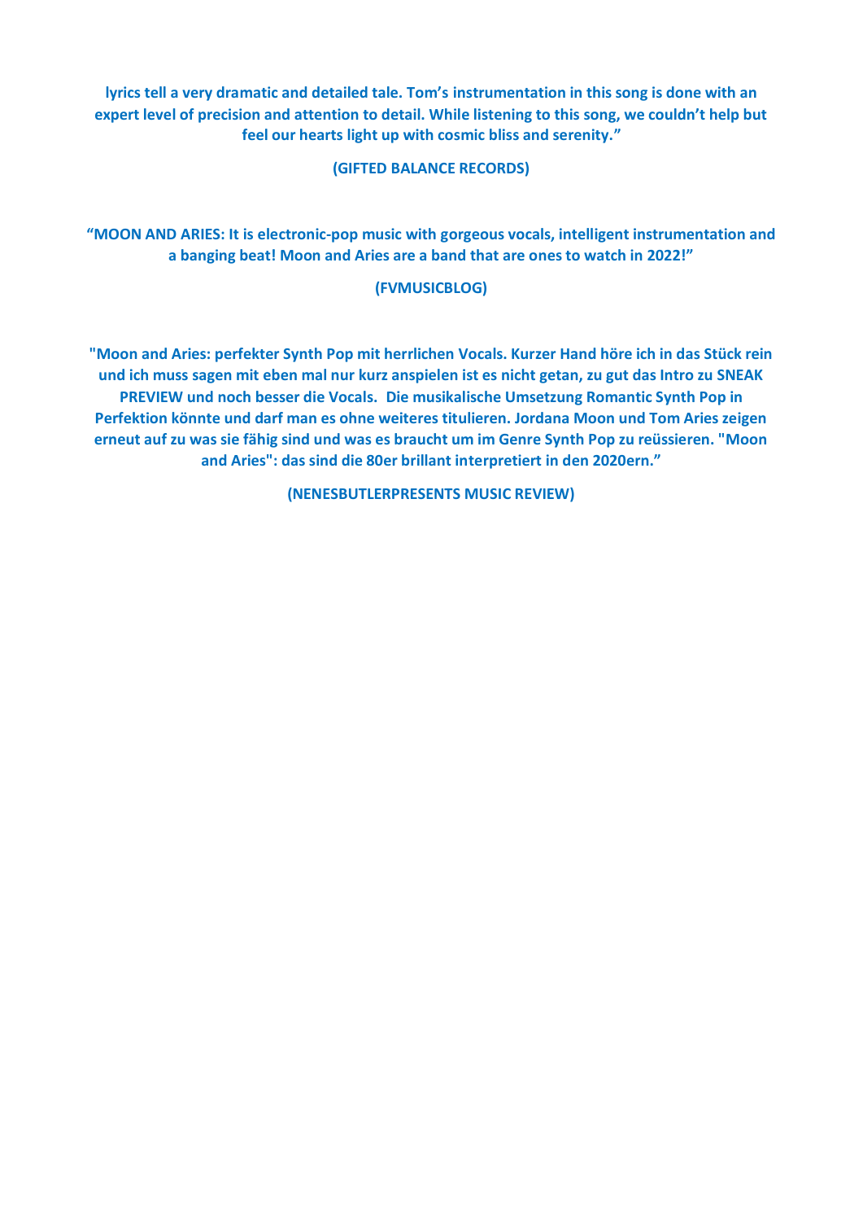**lyrics tell a very dramatic and detailed tale. Tom's instrumentation in this song is done with an expert level of precision and attention to detail. While listening to this song, we couldn't help but feel our hearts light up with cosmic bliss and serenity."**

**(GIFTED BALANCE RECORDS)**

**"MOON AND ARIES: It is electronic-pop music with gorgeous vocals, intelligent instrumentation and a banging beat! Moon and Aries are a band that are ones to watch in 2022!"**

**(FVMUSICBLOG)**

**"Moon and Aries: perfekter Synth Pop mit herrlichen Vocals. Kurzer Hand höre ich in das Stück rein und ich muss sagen mit eben mal nur kurz anspielen ist es nicht getan, zu gut das Intro zu SNEAK PREVIEW und noch besser die Vocals. Die musikalische Umsetzung Romantic Synth Pop in Perfektion könnte und darf man es ohne weiteres titulieren. Jordana Moon und Tom Aries zeigen erneut auf zu was sie fähig sind und was es braucht um im Genre Synth Pop zu reüssieren. "Moon and Aries": das sind die 80er brillant interpretiert in den 2020ern."**

**(NENESBUTLERPRESENTS MUSIC REVIEW)**